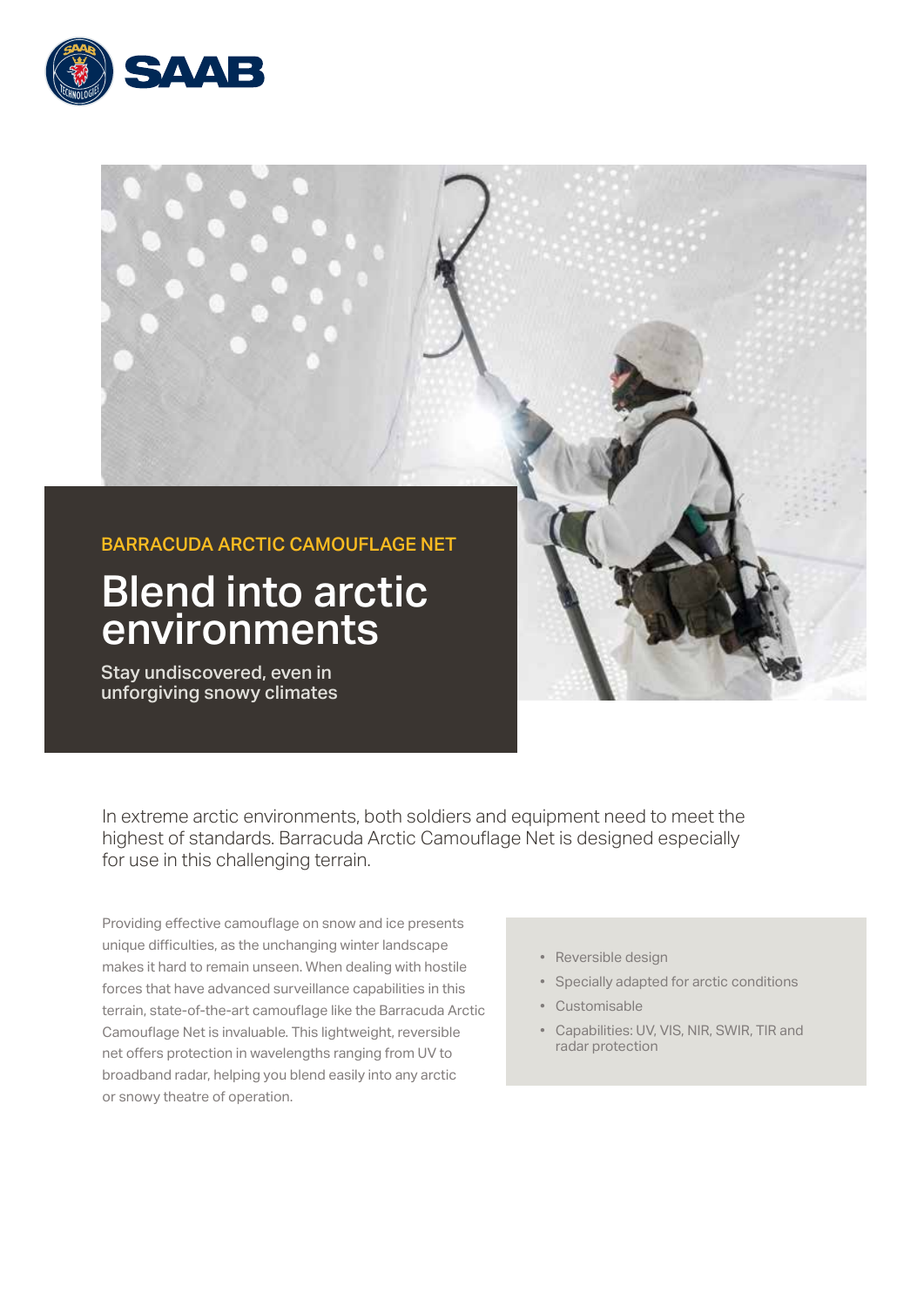BARRACUDA ARCTIC CAMOUFLAGE NET

# Blend into arctic environments

Stay undiscovered, even in unforgiving snowy climates

In extreme arctic environments, both soldiers and equipment need to meet the highest of standards. Barracuda Arctic Camouflage Net is designed especially for use in this challenging terrain.

Providing effective camouflage on snow and ice presents unique difficulties, as the unchanging winter landscape makes it hard to remain unseen. When dealing with hostile forces that have advanced surveillance capabilities in this terrain, state-of-the-art camouflage like the Barracuda Arctic Camouflage Net is invaluable. This lightweight, reversible net offers protection in wavelengths ranging from UV to broadband radar, helping you blend easily into any arctic or snowy theatre of operation.

- Reversible design
- Specially adapted for arctic conditions
- Customisable
- Capabilities: UV, VIS, NIR, SWIR, TIR and radar protection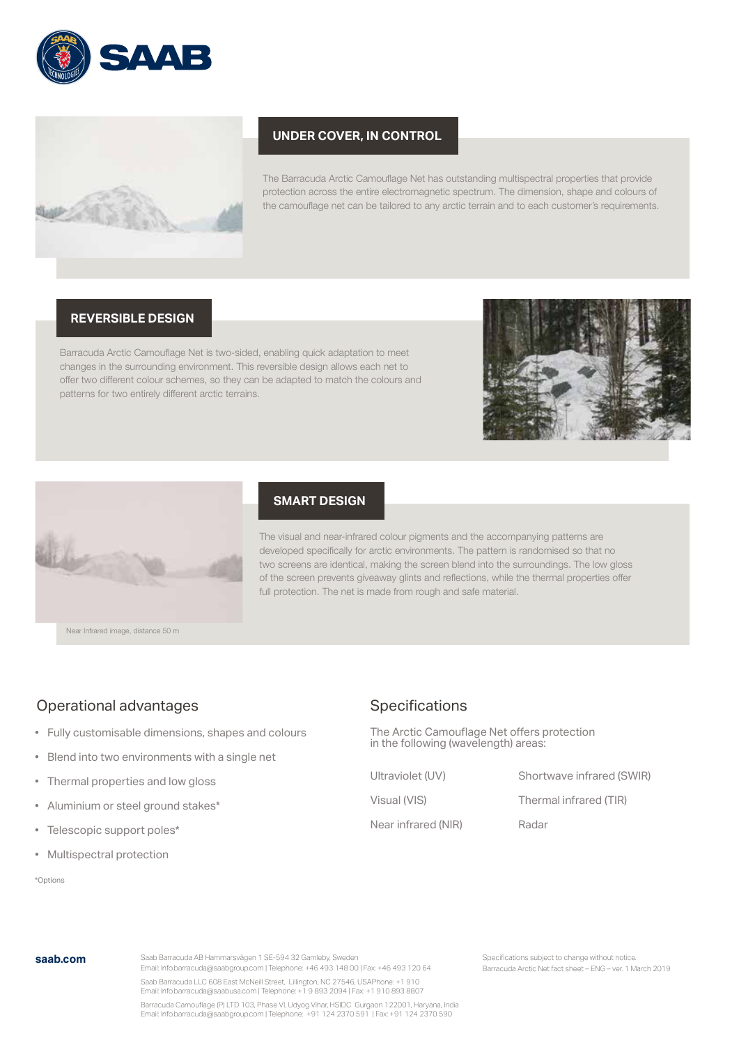## UNDER COVER, IN CONTROL

The Barracuda Arctic Camouflage Net has outstanding multispectral properties that provide protection across the entire electromagnetic spectrum. The dimension, shape and colours of the camouflage net can be tailored to any arctic terrain and to each customer's requirements.

## REVERSIBLE DESIGN

Barracuda Arctic Camouflage Net is two-sided, enabling quick adaptation to meet changes in the surrounding environment. This reversible design allows each net to offer two different colour schemes, so they can be adapted to match the colours and patterns for two entirely different arctic terrains.

## SMART DESIGN

The visual and near-infrared colour pigments and the accompanying patterns are developed specifically for arctic environments. The pattern is randomised so that no two screens are identical, making the screen blend into the surroundings. The low gloss of the screen prevents giveaway glints and reflections, while the thermal properties offer full protection. The net is made from rough and safe material.

Near Infrared image, distance 50 m

## Operational advantages

- Fully customisable dimensions, shapes and colours
- Blend into two environments with a single net
- Thermal properties and low gloss
- Aluminium or steel ground stakes*
- Telescopic support poles*
- Multispectral protection

*Options

## Specifications

The Arctic Camouflage Net offers protection in the following (wavelength) areas:

| | |
|---|---|
| Ultraviolet (UV) | Shortwave infrared (SWIR) |
| Visual (VIS) | Thermal infrared (TIR) |
| Near infrared (NIR) | Radar |

**saab.com**

Saab Barracuda AB Hammarsvägen 1 SE-594 32 Gamleby, Sweden
Email: Info.barracuda@saabgroup.com | Telephone: +46 493 148 00 | Fax: +46 493 120 64

Saab Barracuda LLC 608 East McNeill Street, Lillington, NC 27546, USAPhone: +1 910
Email: Info.barracuda@saabusa.com | Telephone: +1 9 893 2094 | Fax: +1 910 893 8807

Barracuda Camouflage (P) LTD 103, Phase VI, Udyog Vihar, HSIDC Gurgaon 122001, Haryana, India
Email: Info.barracuda@saabgroup.com | Telephone: +91 124 2370 591 | Fax: +91 124 2370 590

Specifications subject to change without notice.
Barracuda Arctic Net fact sheet – ENG – ver. 1 March 2019